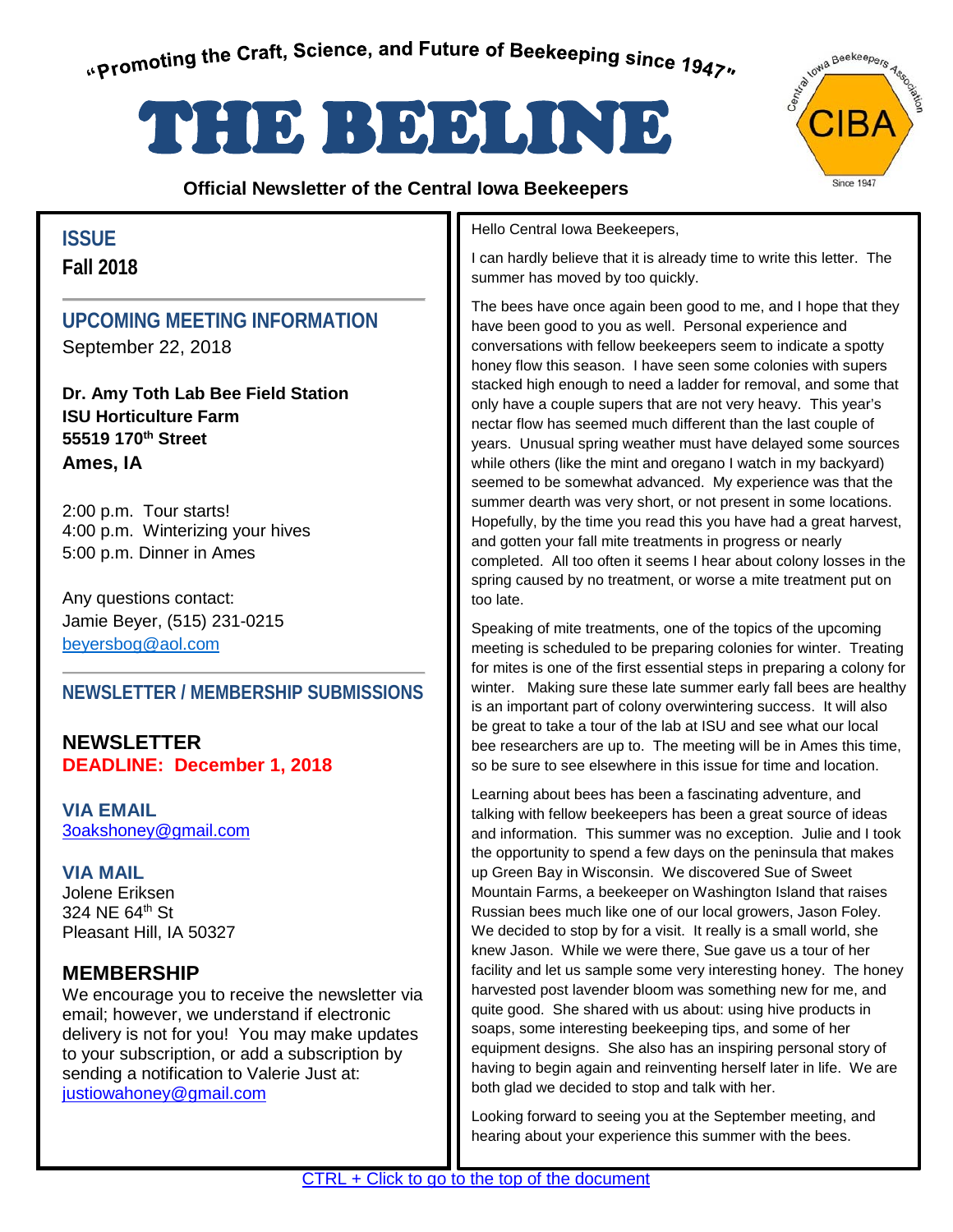"Promoting the Craft, Science, and Future of Beekeeping since 1947"

# THE BEELINE

**Official Newsletter of the Central Iowa Beekeepers**

## ISSUE
**Fall 2018**

## UPCOMING MEETING INFORMATION
September 22, 2018

**Dr. Amy Toth Lab Bee Field Station**
**ISU Horticulture Farm**
**55519 170th Street**
**Ames, IA**

2:00 p.m. Tour starts!
4:00 p.m. Winterizing your hives
5:00 p.m. Dinner in Ames

Any questions contact:
Jamie Beyer, (515) 231-0215
beyersbog@aol.com

## NEWSLETTER / MEMBERSHIP SUBMISSIONS

### NEWSLETTER
**DEADLINE: December 1, 2018**

**VIA EMAIL**
3oakshoney@gmail.com

**VIA MAIL**
Jolene Eriksen
324 NE 64th St
Pleasant Hill, IA 50327

### MEMBERSHIP
We encourage you to receive the newsletter via email; however, we understand if electronic delivery is not for you! You may make updates to your subscription, or add a subscription by sending a notification to Valerie Just at: justiowahoney@gmail.com

Hello Central Iowa Beekeepers,

I can hardly believe that it is already time to write this letter. The summer has moved by too quickly.

The bees have once again been good to me, and I hope that they have been good to you as well. Personal experience and conversations with fellow beekeepers seem to indicate a spotty honey flow this season. I have seen some colonies with supers stacked high enough to need a ladder for removal, and some that only have a couple supers that are not very heavy. This year's nectar flow has seemed much different than the last couple of years. Unusual spring weather must have delayed some sources while others (like the mint and oregano I watch in my backyard) seemed to be somewhat advanced. My experience was that the summer dearth was very short, or not present in some locations. Hopefully, by the time you read this you have had a great harvest, and gotten your fall mite treatments in progress or nearly completed. All too often it seems I hear about colony losses in the spring caused by no treatment, or worse a mite treatment put on too late.

Speaking of mite treatments, one of the topics of the upcoming meeting is scheduled to be preparing colonies for winter. Treating for mites is one of the first essential steps in preparing a colony for winter. Making sure these late summer early fall bees are healthy is an important part of colony overwintering success. It will also be great to take a tour of the lab at ISU and see what our local bee researchers are up to. The meeting will be in Ames this time, so be sure to see elsewhere in this issue for time and location.

Learning about bees has been a fascinating adventure, and talking with fellow beekeepers has been a great source of ideas and information. This summer was no exception. Julie and I took the opportunity to spend a few days on the peninsula that makes up Green Bay in Wisconsin. We discovered Sue of Sweet Mountain Farms, a beekeeper on Washington Island that raises Russian bees much like one of our local growers, Jason Foley. We decided to stop by for a visit. It really is a small world, she knew Jason. While we were there, Sue gave us a tour of her facility and let us sample some very interesting honey. The honey harvested post lavender bloom was something new for me, and quite good. She shared with us about: using hive products in soaps, some interesting beekeeping tips, and some of her equipment designs. She also has an inspiring personal story of having to begin again and reinventing herself later in life. We are both glad we decided to stop and talk with her.

Looking forward to seeing you at the September meeting, and hearing about your experience this summer with the bees.

CTRL + Click to go to the top of the document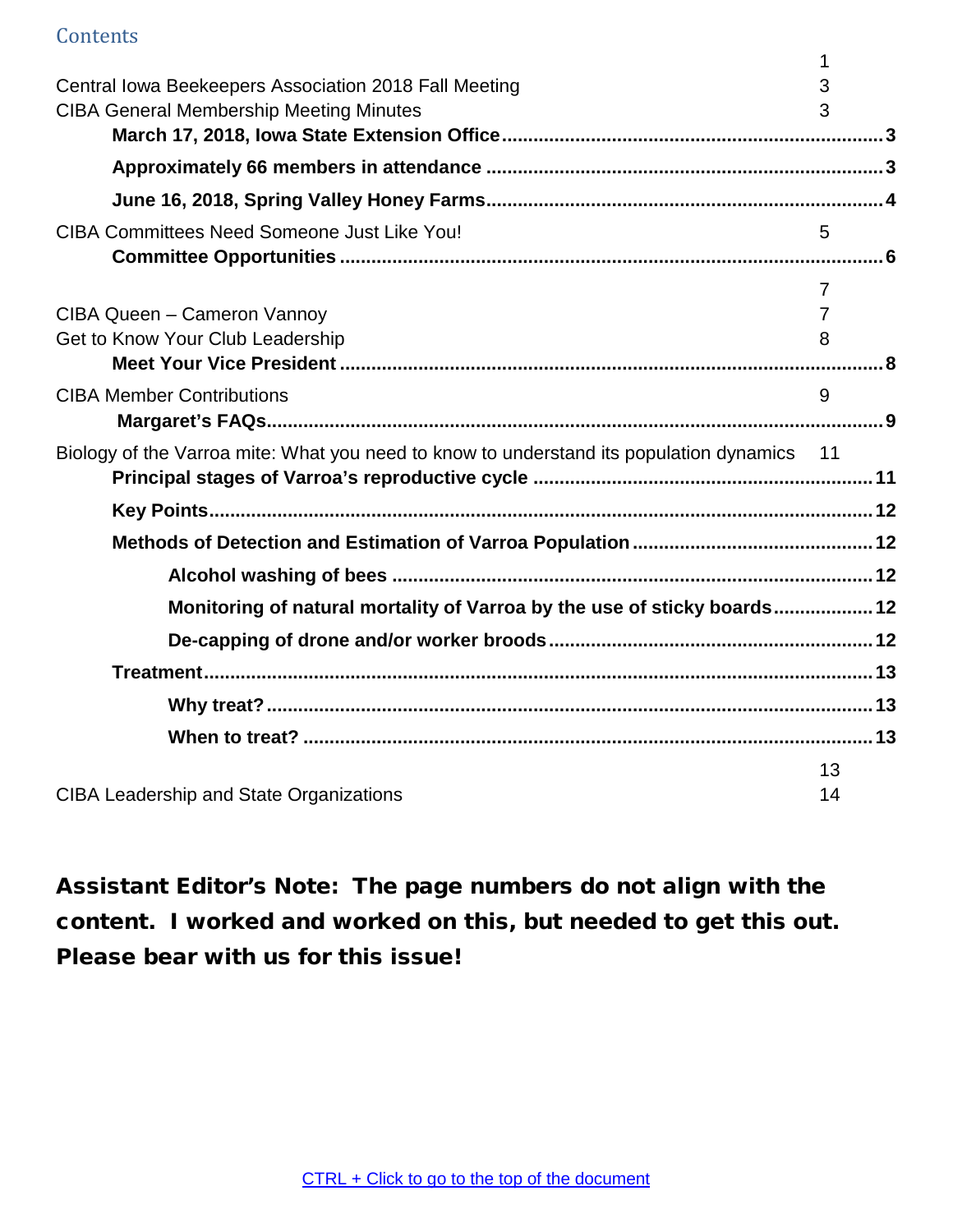# Contents

1

Central Iowa Beekeepers Association 2018 Fall Meeting 3

CIBA General Membership Meeting Minutes 3

- **March 17, 2018, Iowa State Extension Office....3**
- **Approximately 66 members in attendance....3**
- **June 16, 2018, Spring Valley Honey Farms....4**

CIBA Committees Need Someone Just Like You! 5

- **Committee Opportunities....6**

7

CIBA Queen – Cameron Vannoy 7

Get to Know Your Club Leadership 8

- **Meet Your Vice President....8**

CIBA Member Contributions 9

- **Margaret's FAQs....9**

Biology of the Varroa mite: What you need to know to understand its population dynamics 11

- **Principal stages of Varroa's reproductive cycle....11**
- **Key Points....12**
- **Methods of Detection and Estimation of Varroa Population....12**
  - **Alcohol washing of bees....12**
  - **Monitoring of natural mortality of Varroa by the use of sticky boards....12**
  - **De-capping of drone and/or worker broods....12**
- **Treatment....13**
  - **Why treat?....13**
  - **When to treat?....13**

13

CIBA Leadership and State Organizations 14

**Assistant Editor's Note: The page numbers do not align with the content. I worked and worked on this, but needed to get this out. Please bear with us for this issue!**

CTRL + Click to go to the top of the document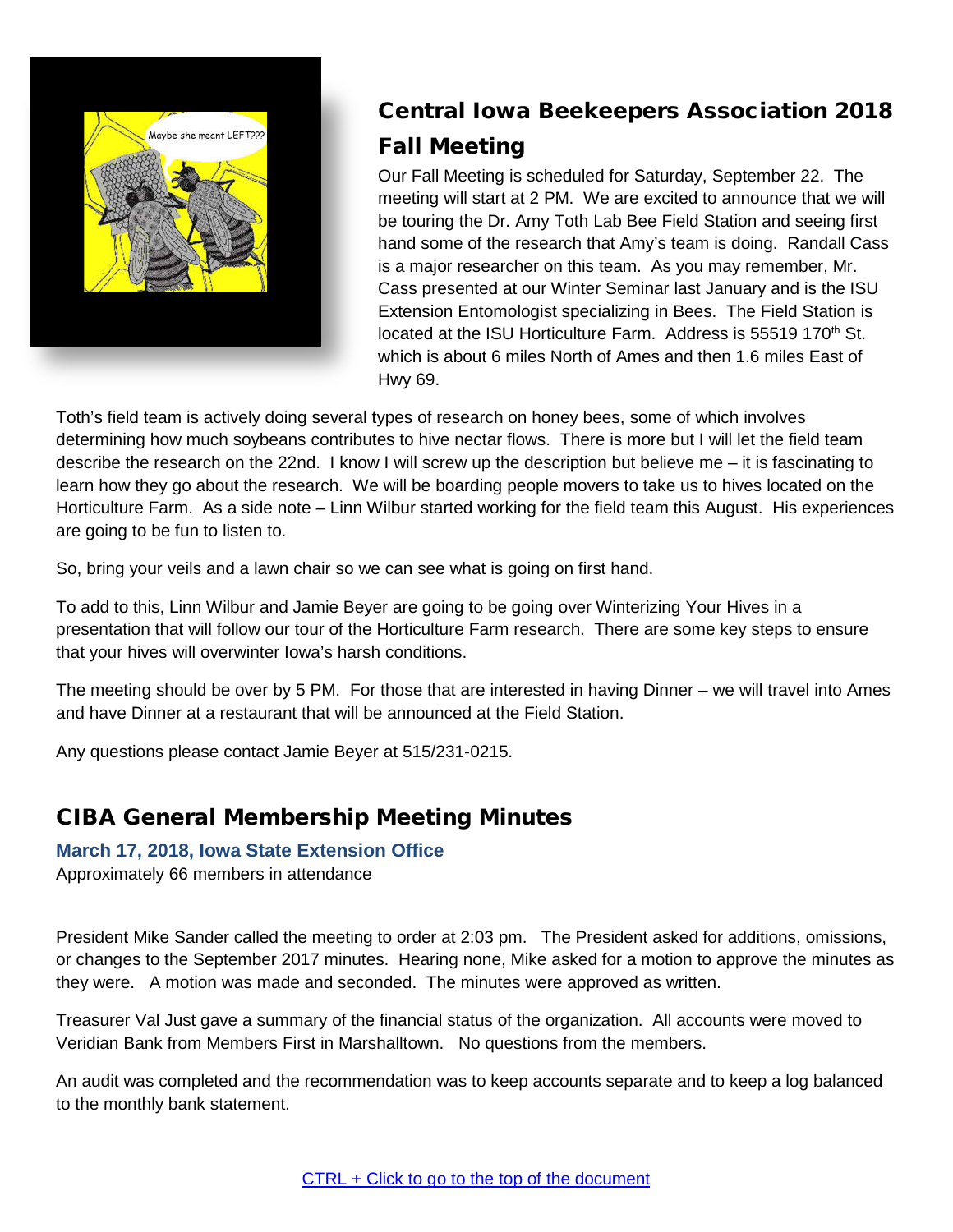## Central Iowa Beekeepers Association 2018 Fall Meeting

Our Fall Meeting is scheduled for Saturday, September 22. The meeting will start at 2 PM. We are excited to announce that we will be touring the Dr. Amy Toth Lab Bee Field Station and seeing first hand some of the research that Amy's team is doing. Randall Cass is a major researcher on this team. As you may remember, Mr. Cass presented at our Winter Seminar last January and is the ISU Extension Entomologist specializing in Bees. The Field Station is located at the ISU Horticulture Farm. Address is 55519 170th St. which is about 6 miles North of Ames and then 1.6 miles East of Hwy 69.

Toth's field team is actively doing several types of research on honey bees, some of which involves determining how much soybeans contributes to hive nectar flows. There is more but I will let the field team describe the research on the 22nd. I know I will screw up the description but believe me – it is fascinating to learn how they go about the research. We will be boarding people movers to take us to hives located on the Horticulture Farm. As a side note – Linn Wilbur started working for the field team this August. His experiences are going to be fun to listen to.

So, bring your veils and a lawn chair so we can see what is going on first hand.

To add to this, Linn Wilbur and Jamie Beyer are going to be going over Winterizing Your Hives in a presentation that will follow our tour of the Horticulture Farm research. There are some key steps to ensure that your hives will overwinter Iowa's harsh conditions.

The meeting should be over by 5 PM. For those that are interested in having Dinner – we will travel into Ames and have Dinner at a restaurant that will be announced at the Field Station.

Any questions please contact Jamie Beyer at 515/231-0215.

## CIBA General Membership Meeting Minutes

### March 17, 2018, Iowa State Extension Office

Approximately 66 members in attendance

President Mike Sander called the meeting to order at 2:03 pm. The President asked for additions, omissions, or changes to the September 2017 minutes. Hearing none, Mike asked for a motion to approve the minutes as they were. A motion was made and seconded. The minutes were approved as written.

Treasurer Val Just gave a summary of the financial status of the organization. All accounts were moved to Veridian Bank from Members First in Marshalltown. No questions from the members.

An audit was completed and the recommendation was to keep accounts separate and to keep a log balanced to the monthly bank statement.

CTRL + Click to go to the top of the document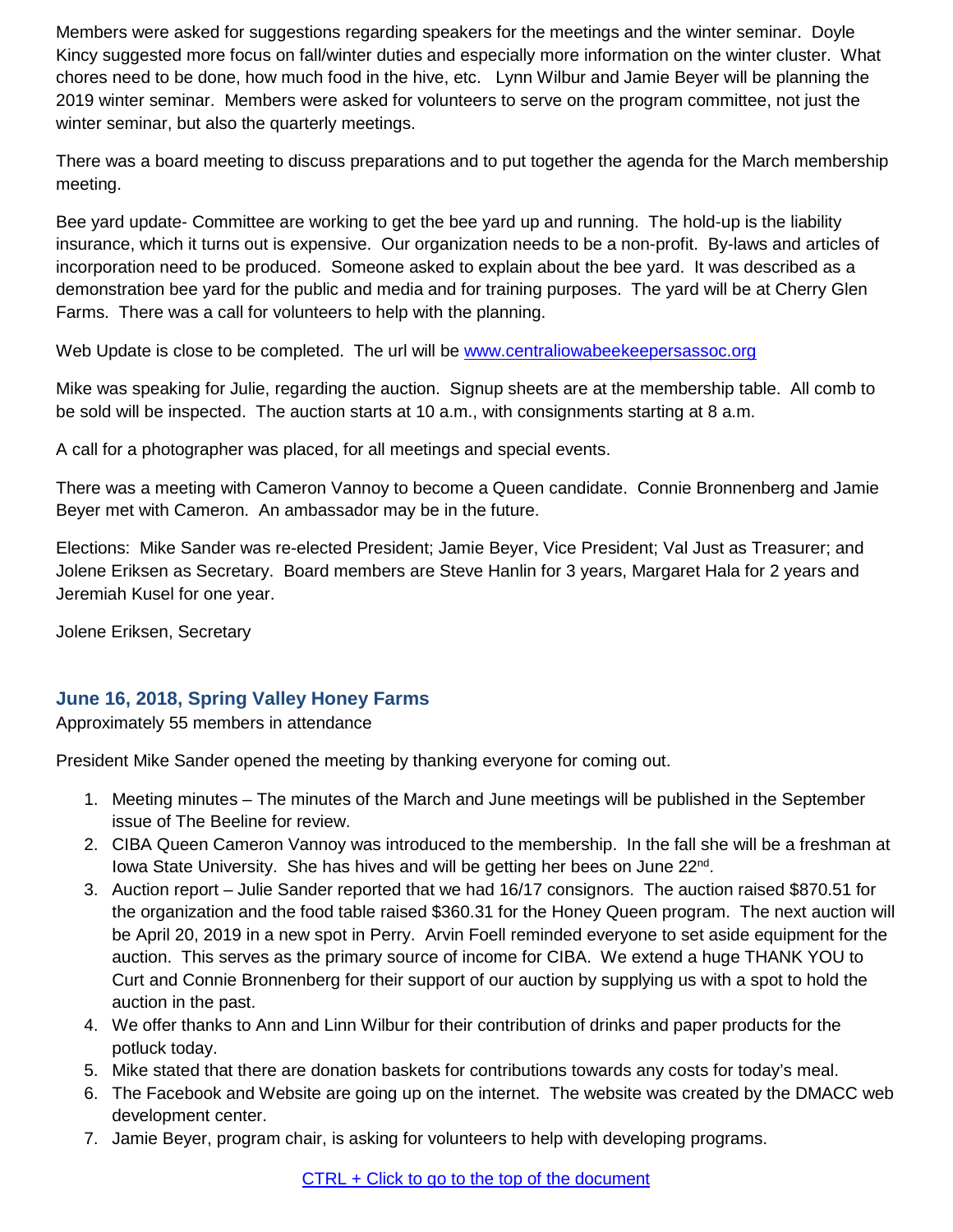Members were asked for suggestions regarding speakers for the meetings and the winter seminar. Doyle Kincy suggested more focus on fall/winter duties and especially more information on the winter cluster. What chores need to be done, how much food in the hive, etc. Lynn Wilbur and Jamie Beyer will be planning the 2019 winter seminar. Members were asked for volunteers to serve on the program committee, not just the winter seminar, but also the quarterly meetings.

There was a board meeting to discuss preparations and to put together the agenda for the March membership meeting.

Bee yard update- Committee are working to get the bee yard up and running. The hold-up is the liability insurance, which it turns out is expensive. Our organization needs to be a non-profit. By-laws and articles of incorporation need to be produced. Someone asked to explain about the bee yard. It was described as a demonstration bee yard for the public and media and for training purposes. The yard will be at Cherry Glen Farms. There was a call for volunteers to help with the planning.

Web Update is close to be completed. The url will be [www.centraliowabeekeepersassoc.org](http://www.centraliowabeekeepersassoc.org)

Mike was speaking for Julie, regarding the auction. Signup sheets are at the membership table. All comb to be sold will be inspected. The auction starts at 10 a.m., with consignments starting at 8 a.m.

A call for a photographer was placed, for all meetings and special events.

There was a meeting with Cameron Vannoy to become a Queen candidate. Connie Bronnenberg and Jamie Beyer met with Cameron. An ambassador may be in the future.

Elections: Mike Sander was re-elected President; Jamie Beyer, Vice President; Val Just as Treasurer; and Jolene Eriksen as Secretary. Board members are Steve Hanlin for 3 years, Margaret Hala for 2 years and Jeremiah Kusel for one year.

Jolene Eriksen, Secretary

### June 16, 2018, Spring Valley Honey Farms

Approximately 55 members in attendance

President Mike Sander opened the meeting by thanking everyone for coming out.

1. Meeting minutes – The minutes of the March and June meetings will be published in the September issue of The Beeline for review.
2. CIBA Queen Cameron Vannoy was introduced to the membership. In the fall she will be a freshman at Iowa State University. She has hives and will be getting her bees on June 22nd.
3. Auction report – Julie Sander reported that we had 16/17 consignors. The auction raised $870.51 for the organization and the food table raised $360.31 for the Honey Queen program. The next auction will be April 20, 2019 in a new spot in Perry. Arvin Foell reminded everyone to set aside equipment for the auction. This serves as the primary source of income for CIBA. We extend a huge THANK YOU to Curt and Connie Bronnenberg for their support of our auction by supplying us with a spot to hold the auction in the past.
4. We offer thanks to Ann and Linn Wilbur for their contribution of drinks and paper products for the potluck today.
5. Mike stated that there are donation baskets for contributions towards any costs for today's meal.
6. The Facebook and Website are going up on the internet. The website was created by the DMACC web development center.
7. Jamie Beyer, program chair, is asking for volunteers to help with developing programs.

CTRL + Click to go to the top of the document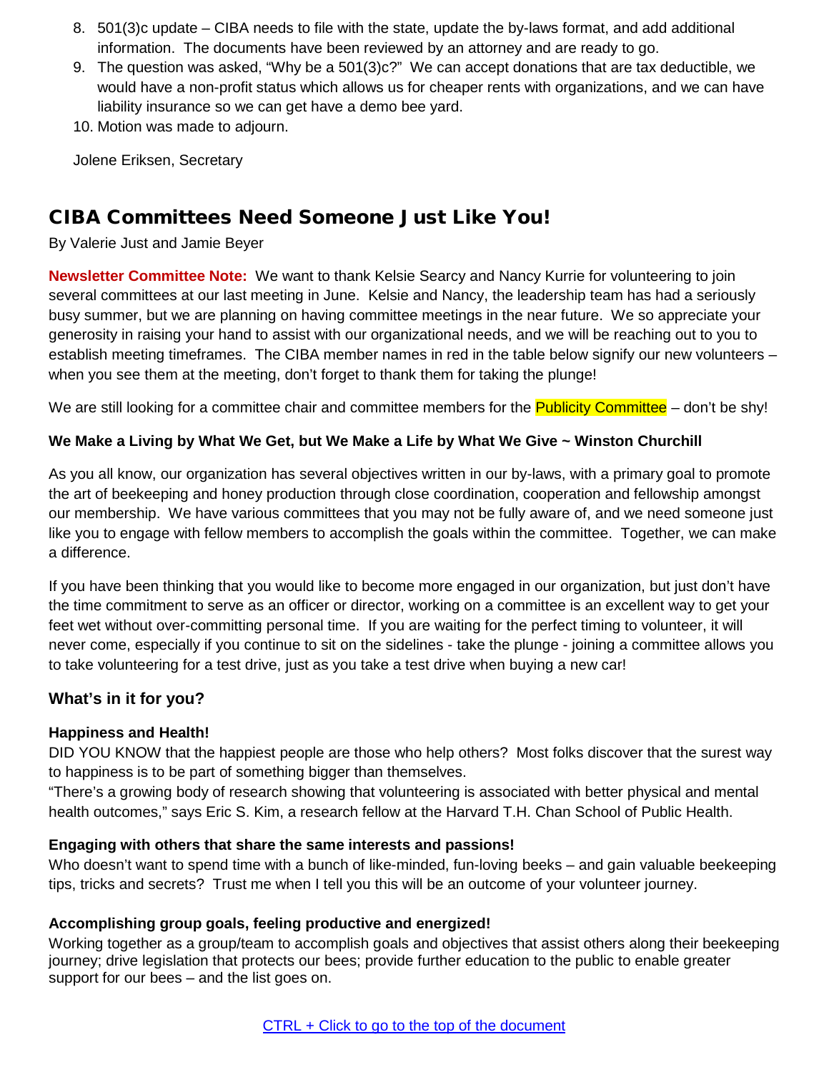8. 501(3)c update – CIBA needs to file with the state, update the by-laws format, and add additional information. The documents have been reviewed by an attorney and are ready to go.
9. The question was asked, "Why be a 501(3)c?" We can accept donations that are tax deductible, we would have a non-profit status which allows us for cheaper rents with organizations, and we can have liability insurance so we can get have a demo bee yard.
10. Motion was made to adjourn.

Jolene Eriksen, Secretary

## CIBA Committees Need Someone Just Like You!

By Valerie Just and Jamie Beyer

**Newsletter Committee Note:** We want to thank Kelsie Searcy and Nancy Kurrie for volunteering to join several committees at our last meeting in June. Kelsie and Nancy, the leadership team has had a seriously busy summer, but we are planning on having committee meetings in the near future. We so appreciate your generosity in raising your hand to assist with our organizational needs, and we will be reaching out to you to establish meeting timeframes. The CIBA member names in red in the table below signify our new volunteers – when you see them at the meeting, don't forget to thank them for taking the plunge!

We are still looking for a committee chair and committee members for the Publicity Committee – don't be shy!

**We Make a Living by What We Get, but We Make a Life by What We Give ~ Winston Churchill**

As you all know, our organization has several objectives written in our by-laws, with a primary goal to promote the art of beekeeping and honey production through close coordination, cooperation and fellowship amongst our membership. We have various committees that you may not be fully aware of, and we need someone just like you to engage with fellow members to accomplish the goals within the committee. Together, we can make a difference.

If you have been thinking that you would like to become more engaged in our organization, but just don't have the time commitment to serve as an officer or director, working on a committee is an excellent way to get your feet wet without over-committing personal time. If you are waiting for the perfect timing to volunteer, it will never come, especially if you continue to sit on the sidelines - take the plunge - joining a committee allows you to take volunteering for a test drive, just as you take a test drive when buying a new car!

### What's in it for you?

**Happiness and Health!**

DID YOU KNOW that the happiest people are those who help others? Most folks discover that the surest way to happiness is to be part of something bigger than themselves.

"There's a growing body of research showing that volunteering is associated with better physical and mental health outcomes," says Eric S. Kim, a research fellow at the Harvard T.H. Chan School of Public Health.

**Engaging with others that share the same interests and passions!**

Who doesn't want to spend time with a bunch of like-minded, fun-loving beeks – and gain valuable beekeeping tips, tricks and secrets? Trust me when I tell you this will be an outcome of your volunteer journey.

**Accomplishing group goals, feeling productive and energized!**

Working together as a group/team to accomplish goals and objectives that assist others along their beekeeping journey; drive legislation that protects our bees; provide further education to the public to enable greater support for our bees – and the list goes on.

CTRL + Click to go to the top of the document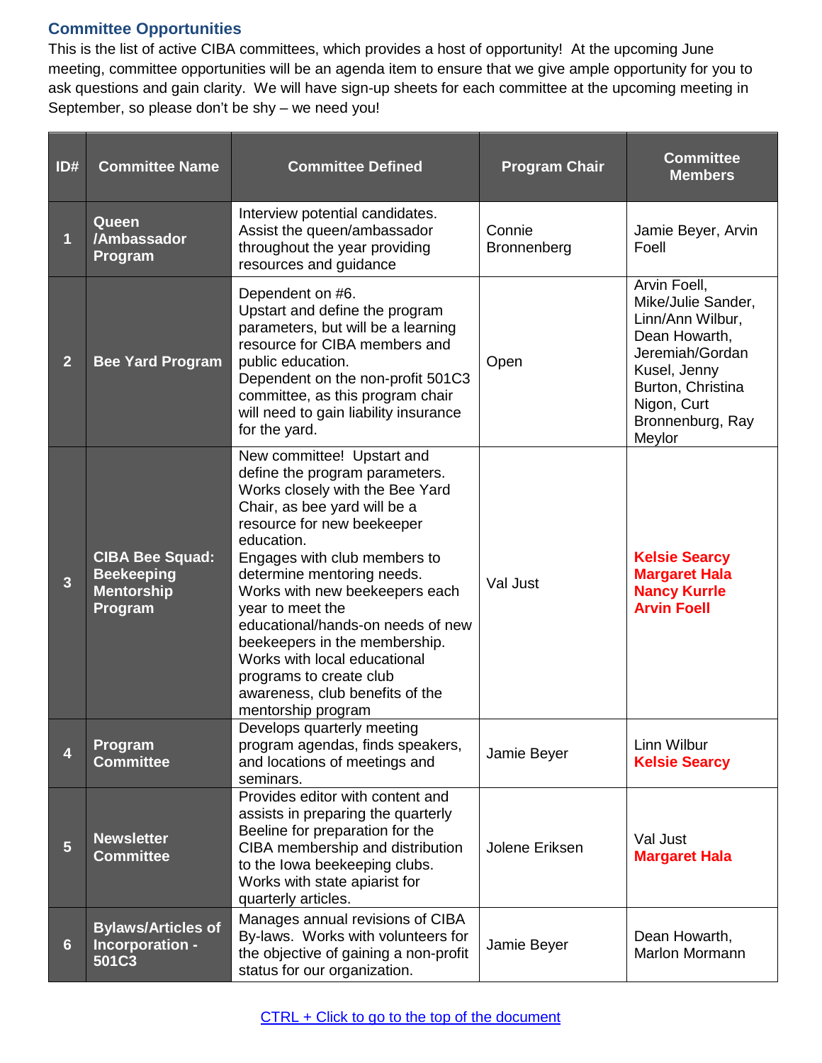## Committee Opportunities

This is the list of active CIBA committees, which provides a host of opportunity! At the upcoming June meeting, committee opportunities will be an agenda item to ensure that we give ample opportunity for you to ask questions and gain clarity. We will have sign-up sheets for each committee at the upcoming meeting in September, so please don't be shy – we need you!

| ID# | Committee Name | Committee Defined | Program Chair | Committee Members |
|---|---|---|---|---|
| 1 | **Queen /Ambassador Program** | Interview potential candidates. Assist the queen/ambassador throughout the year providing resources and guidance | Connie Bronnenberg | Jamie Beyer, Arvin Foell |
| 2 | **Bee Yard Program** | Dependent on #6. Upstart and define the program parameters, but will be a learning resource for CIBA members and public education. Dependent on the non-profit 501C3 committee, as this program chair will need to gain liability insurance for the yard. | Open | Arvin Foell, Mike/Julie Sander, Linn/Ann Wilbur, Dean Howarth, Jeremiah/Gordan Kusel, Jenny Burton, Christina Nigon, Curt Bronnenburg, Ray Meylor |
| 3 | **CIBA Bee Squad: Beekeeping Mentorship Program** | New committee! Upstart and define the program parameters. Works closely with the Bee Yard Chair, as bee yard will be a resource for new beekeeper education. Engages with club members to determine mentoring needs. Works with new beekeepers each year to meet the educational/hands-on needs of new beekeepers in the membership. Works with local educational programs to create club awareness, club benefits of the mentorship program | Val Just | **Kelsie Searcy** **Margaret Hala** **Nancy Kurrle** **Arvin Foell** |
| 4 | **Program Committee** | Develops quarterly meeting program agendas, finds speakers, and locations of meetings and seminars. | Jamie Beyer | Linn Wilbur **Kelsie Searcy** |
| 5 | **Newsletter Committee** | Provides editor with content and assists in preparing the quarterly Beeline for preparation for the CIBA membership and distribution to the Iowa beekeeping clubs. Works with state apiarist for quarterly articles. | Jolene Eriksen | Val Just **Margaret Hala** |
| 6 | **Bylaws/Articles of Incorporation - 501C3** | Manages annual revisions of CIBA By-laws. Works with volunteers for the objective of gaining a non-profit status for our organization. | Jamie Beyer | Dean Howarth, Marlon Mormann |

CTRL + Click to go to the top of the document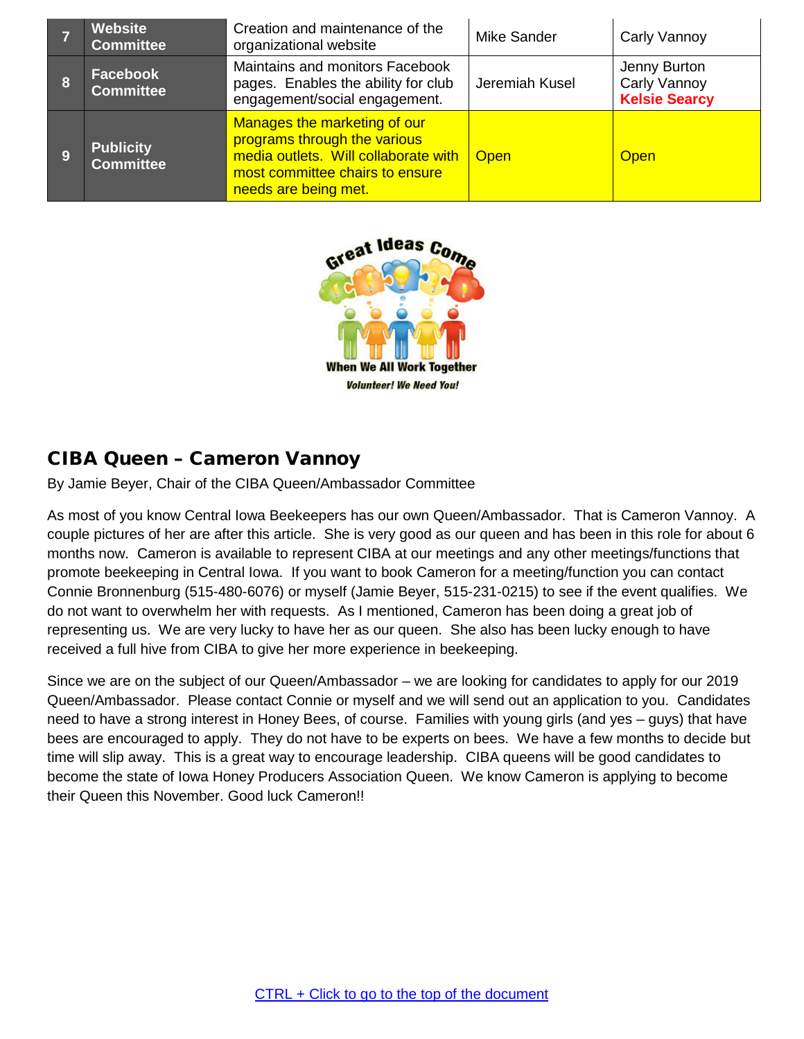| 7 | Website Committee | Creation and maintenance of the organizational website | Mike Sander | Carly Vannoy |
|---|---|---|---|---|
| 8 | Facebook Committee | Maintains and monitors Facebook pages. Enables the ability for club engagement/social engagement. | Jeremiah Kusel | Jenny Burton<br>Carly Vannoy<br>**Kelsie Searcy** |
| 9 | Publicity Committee | Manages the marketing of our programs through the various media outlets. Will collaborate with most committee chairs to ensure needs are being met. | Open | Open |

Great Ideas Come When We All Work Together

*Volunteer! We Need You!*

## CIBA Queen – Cameron Vannoy

By Jamie Beyer, Chair of the CIBA Queen/Ambassador Committee

As most of you know Central Iowa Beekeepers has our own Queen/Ambassador. That is Cameron Vannoy. A couple pictures of her are after this article. She is very good as our queen and has been in this role for about 6 months now. Cameron is available to represent CIBA at our meetings and any other meetings/functions that promote beekeeping in Central Iowa. If you want to book Cameron for a meeting/function you can contact Connie Bronnenburg (515-480-6076) or myself (Jamie Beyer, 515-231-0215) to see if the event qualifies. We do not want to overwhelm her with requests. As I mentioned, Cameron has been doing a great job of representing us. We are very lucky to have her as our queen. She also has been lucky enough to have received a full hive from CIBA to give her more experience in beekeeping.

Since we are on the subject of our Queen/Ambassador – we are looking for candidates to apply for our 2019 Queen/Ambassador. Please contact Connie or myself and we will send out an application to you. Candidates need to have a strong interest in Honey Bees, of course. Families with young girls (and yes – guys) that have bees are encouraged to apply. They do not have to be experts on bees. We have a few months to decide but time will slip away. This is a great way to encourage leadership. CIBA queens will be good candidates to become the state of Iowa Honey Producers Association Queen. We know Cameron is applying to become their Queen this November. Good luck Cameron!!

CTRL + Click to go to the top of the document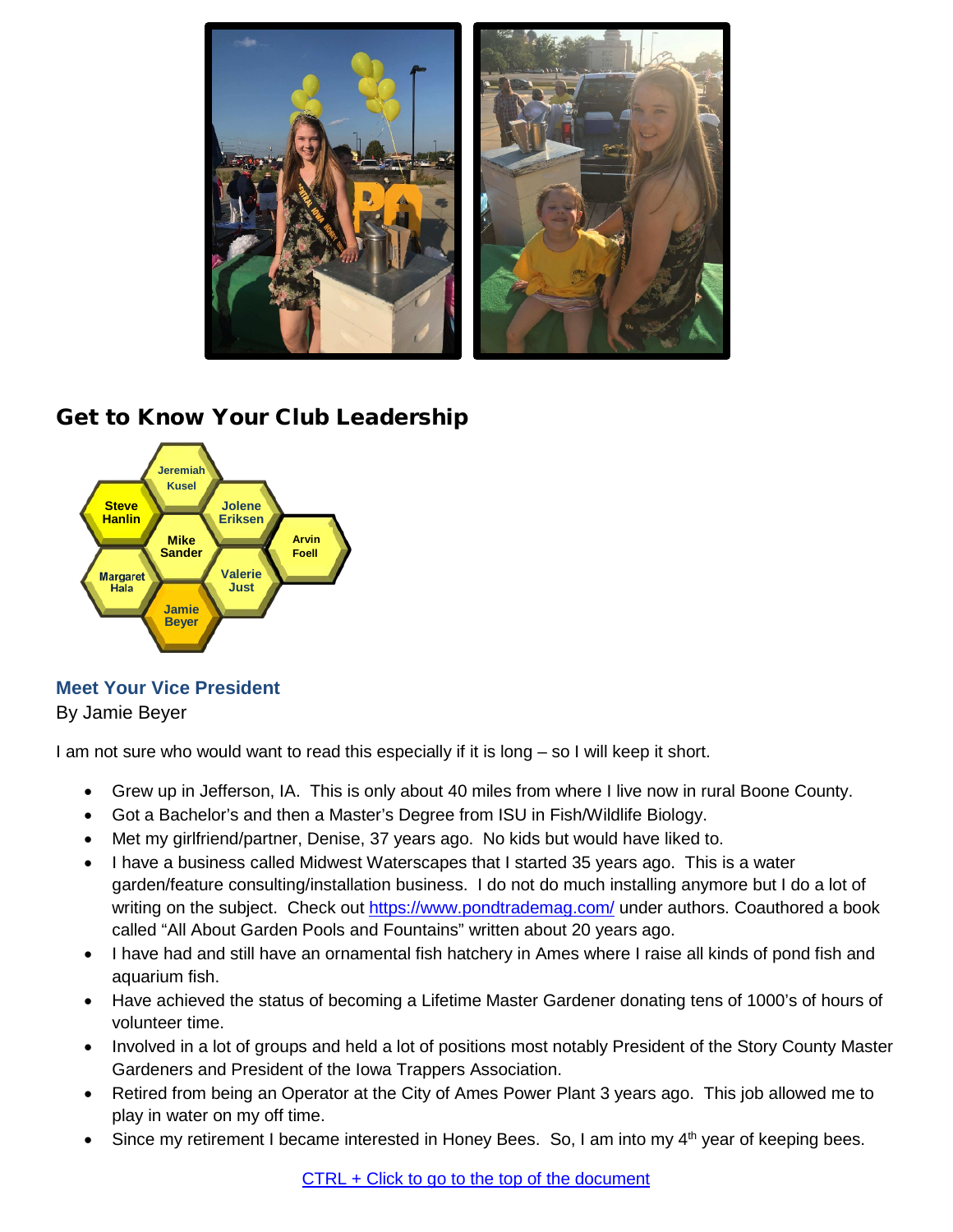## Get to Know Your Club Leadership

Jeremiah Kusel

Steve Hanlin

Jolene Eriksen

Mike Sander

Arvin Foell

Margaret Hala

Valerie Just

Jamie Beyer

### Meet Your Vice President

By Jamie Beyer

I am not sure who would want to read this especially if it is long – so I will keep it short.

- Grew up in Jefferson, IA. This is only about 40 miles from where I live now in rural Boone County.
- Got a Bachelor's and then a Master's Degree from ISU in Fish/Wildlife Biology.
- Met my girlfriend/partner, Denise, 37 years ago. No kids but would have liked to.
- I have a business called Midwest Waterscapes that I started 35 years ago. This is a water garden/feature consulting/installation business. I do not do much installing anymore but I do a lot of writing on the subject. Check out https://www.pondtrademag.com/ under authors. Coauthored a book called "All About Garden Pools and Fountains" written about 20 years ago.
- I have had and still have an ornamental fish hatchery in Ames where I raise all kinds of pond fish and aquarium fish.
- Have achieved the status of becoming a Lifetime Master Gardener donating tens of 1000's of hours of volunteer time.
- Involved in a lot of groups and held a lot of positions most notably President of the Story County Master Gardeners and President of the Iowa Trappers Association.
- Retired from being an Operator at the City of Ames Power Plant 3 years ago. This job allowed me to play in water on my off time.
- Since my retirement I became interested in Honey Bees. So, I am into my 4th year of keeping bees.

CTRL + Click to go to the top of the document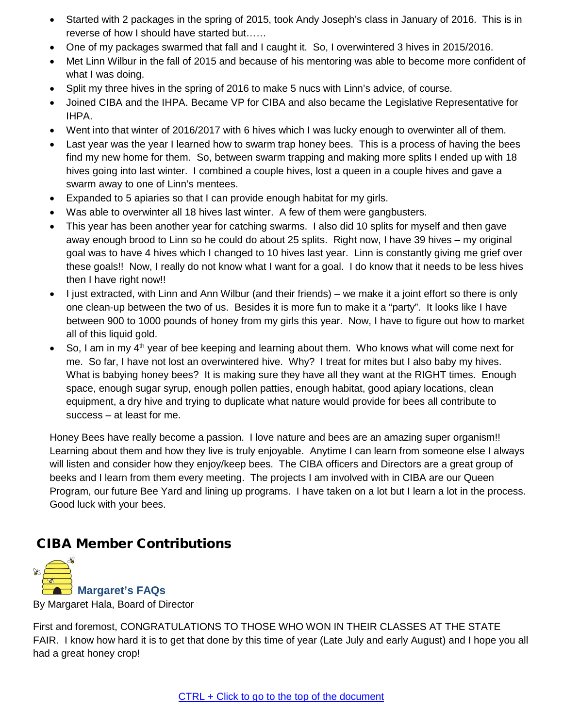- Started with 2 packages in the spring of 2015, took Andy Joseph's class in January of 2016. This is in reverse of how I should have started but……
- One of my packages swarmed that fall and I caught it. So, I overwintered 3 hives in 2015/2016.
- Met Linn Wilbur in the fall of 2015 and because of his mentoring was able to become more confident of what I was doing.
- Split my three hives in the spring of 2016 to make 5 nucs with Linn's advice, of course.
- Joined CIBA and the IHPA. Became VP for CIBA and also became the Legislative Representative for IHPA.
- Went into that winter of 2016/2017 with 6 hives which I was lucky enough to overwinter all of them.
- Last year was the year I learned how to swarm trap honey bees. This is a process of having the bees find my new home for them. So, between swarm trapping and making more splits I ended up with 18 hives going into last winter. I combined a couple hives, lost a queen in a couple hives and gave a swarm away to one of Linn's mentees.
- Expanded to 5 apiaries so that I can provide enough habitat for my girls.
- Was able to overwinter all 18 hives last winter. A few of them were gangbusters.
- This year has been another year for catching swarms. I also did 10 splits for myself and then gave away enough brood to Linn so he could do about 25 splits. Right now, I have 39 hives – my original goal was to have 4 hives which I changed to 10 hives last year. Linn is constantly giving me grief over these goals!! Now, I really do not know what I want for a goal. I do know that it needs to be less hives then I have right now!!
- I just extracted, with Linn and Ann Wilbur (and their friends) – we make it a joint effort so there is only one clean-up between the two of us. Besides it is more fun to make it a "party". It looks like I have between 900 to 1000 pounds of honey from my girls this year. Now, I have to figure out how to market all of this liquid gold.
- So, I am in my 4th year of bee keeping and learning about them. Who knows what will come next for me. So far, I have not lost an overwintered hive. Why? I treat for mites but I also baby my hives. What is babying honey bees? It is making sure they have all they want at the RIGHT times. Enough space, enough sugar syrup, enough pollen patties, enough habitat, good apiary locations, clean equipment, a dry hive and trying to duplicate what nature would provide for bees all contribute to success – at least for me.

Honey Bees have really become a passion. I love nature and bees are an amazing super organism!! Learning about them and how they live is truly enjoyable. Anytime I can learn from someone else I always will listen and consider how they enjoy/keep bees. The CIBA officers and Directors are a great group of beeks and I learn from them every meeting. The projects I am involved with in CIBA are our Queen Program, our future Bee Yard and lining up programs. I have taken on a lot but I learn a lot in the process. Good luck with your bees.

## CIBA Member Contributions

### Margaret's FAQs

By Margaret Hala, Board of Director

First and foremost, CONGRATULATIONS TO THOSE WHO WON IN THEIR CLASSES AT THE STATE FAIR. I know how hard it is to get that done by this time of year (Late July and early August) and I hope you all had a great honey crop!

CTRL + Click to go to the top of the document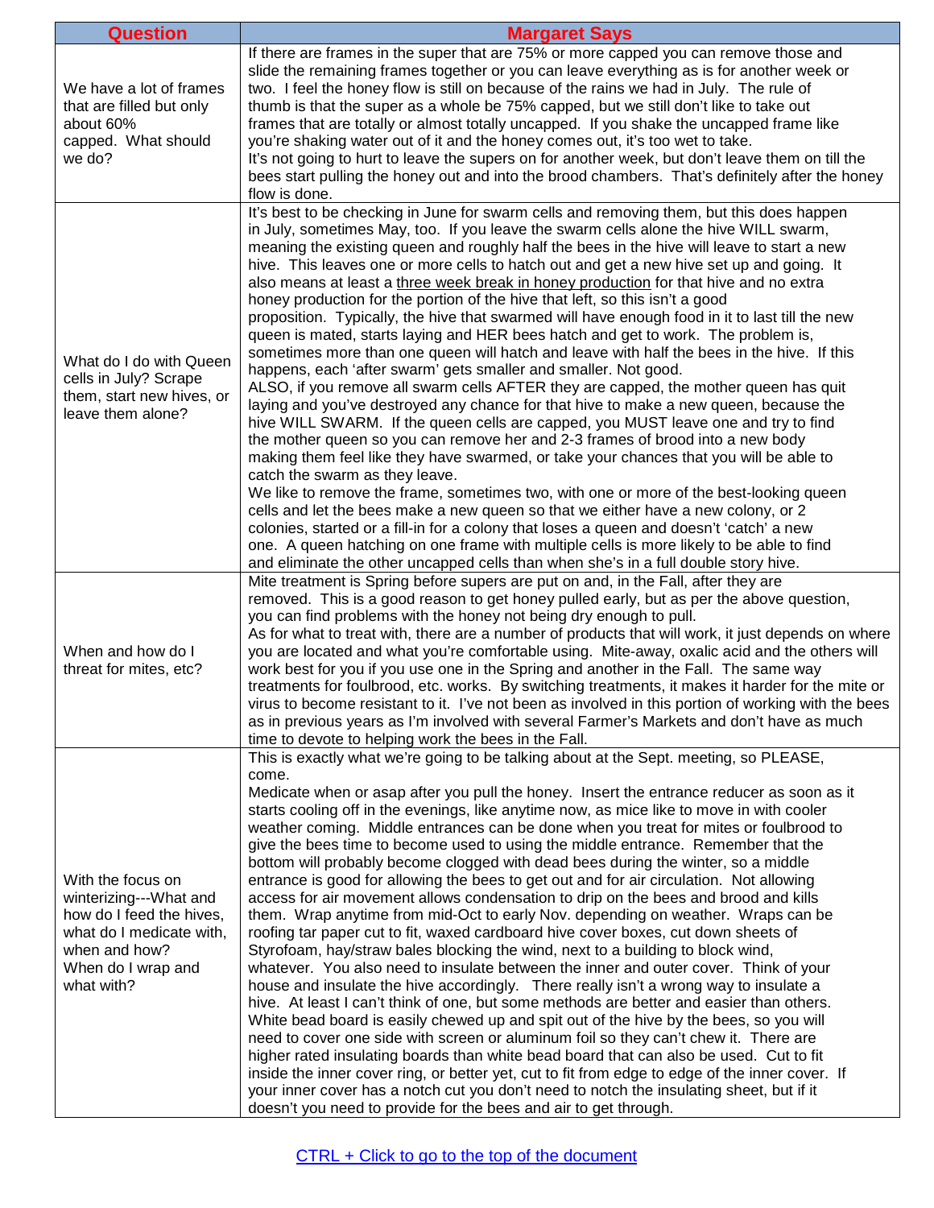| Question | Margaret Says |
|---|---|
| We have a lot of frames that are filled but only about 60% capped. What should we do? | If there are frames in the super that are 75% or more capped you can remove those and slide the remaining frames together or you can leave everything as is for another week or two. I feel the honey flow is still on because of the rains we had in July. The rule of thumb is that the super as a whole be 75% capped, but we still don't like to take out frames that are totally or almost totally uncapped. If you shake the uncapped frame like you're shaking water out of it and the honey comes out, it's too wet to take. It's not going to hurt to leave the supers on for another week, but don't leave them on till the bees start pulling the honey out and into the brood chambers. That's definitely after the honey flow is done. |
| What do I do with Queen cells in July? Scrape them, start new hives, or leave them alone? | It's best to be checking in June for swarm cells and removing them, but this does happen in July, sometimes May, too. If you leave the swarm cells alone the hive WILL swarm, meaning the existing queen and roughly half the bees in the hive will leave to start a new hive. This leaves one or more cells to hatch out and get a new hive set up and going. It also means at least a three week break in honey production for that hive and no extra honey production for the portion of the hive that left, so this isn't a good proposition. Typically, the hive that swarmed will have enough food in it to last till the new queen is mated, starts laying and HER bees hatch and get to work. The problem is, sometimes more than one queen will hatch and leave with half the bees in the hive. If this happens, each 'after swarm' gets smaller and smaller. Not good. ALSO, if you remove all swarm cells AFTER they are capped, the mother queen has quit laying and you've destroyed any chance for that hive to make a new queen, because the hive WILL SWARM. If the queen cells are capped, you MUST leave one and try to find the mother queen so you can remove her and 2-3 frames of brood into a new body making them feel like they have swarmed, or take your chances that you will be able to catch the swarm as they leave. We like to remove the frame, sometimes two, with one or more of the best-looking queen cells and let the bees make a new queen so that we either have a new colony, or 2 colonies, started or a fill-in for a colony that loses a queen and doesn't 'catch' a new one. A queen hatching on one frame with multiple cells is more likely to be able to find and eliminate the other uncapped cells than when she's in a full double story hive. |
| When and how do I threat for mites, etc? | Mite treatment is Spring before supers are put on and, in the Fall, after they are removed. This is a good reason to get honey pulled early, but as per the above question, you can find problems with the honey not being dry enough to pull. As for what to treat with, there are a number of products that will work, it just depends on where you are located and what you're comfortable using. Mite-away, oxalic acid and the others will work best for you if you use one in the Spring and another in the Fall. The same way treatments for foulbrood, etc. works. By switching treatments, it makes it harder for the mite or virus to become resistant to it. I've not been as involved in this portion of working with the bees as in previous years as I'm involved with several Farmer's Markets and don't have as much time to devote to helping work the bees in the Fall. |
| With the focus on winterizing---What and how do I feed the hives, what do I medicate with, when and how? When do I wrap and what with? | This is exactly what we're going to be talking about at the Sept. meeting, so PLEASE, come. Medicate when or asap after you pull the honey. Insert the entrance reducer as soon as it starts cooling off in the evenings, like anytime now, as mice like to move in with cooler weather coming. Middle entrances can be done when you treat for mites or foulbrood to give the bees time to become used to using the middle entrance. Remember that the bottom will probably become clogged with dead bees during the winter, so a middle entrance is good for allowing the bees to get out and for air circulation. Not allowing access for air movement allows condensation to drip on the bees and brood and kills them. Wrap anytime from mid-Oct to early Nov. depending on weather. Wraps can be roofing tar paper cut to fit, waxed cardboard hive cover boxes, cut down sheets of Styrofoam, hay/straw bales blocking the wind, next to a building to block wind, whatever. You also need to insulate between the inner and outer cover. Think of your house and insulate the hive accordingly. There really isn't a wrong way to insulate a hive. At least I can't think of one, but some methods are better and easier than others. White bead board is easily chewed up and spit out of the hive by the bees, so you will need to cover one side with screen or aluminum foil so they can't chew it. There are higher rated insulating boards than white bead board that can also be used. Cut to fit inside the inner cover ring, or better yet, cut to fit from edge to edge of the inner cover. If your inner cover has a notch cut you don't need to notch the insulating sheet, but if it doesn't you need to provide for the bees and air to get through. |

CTRL + Click to go to the top of the document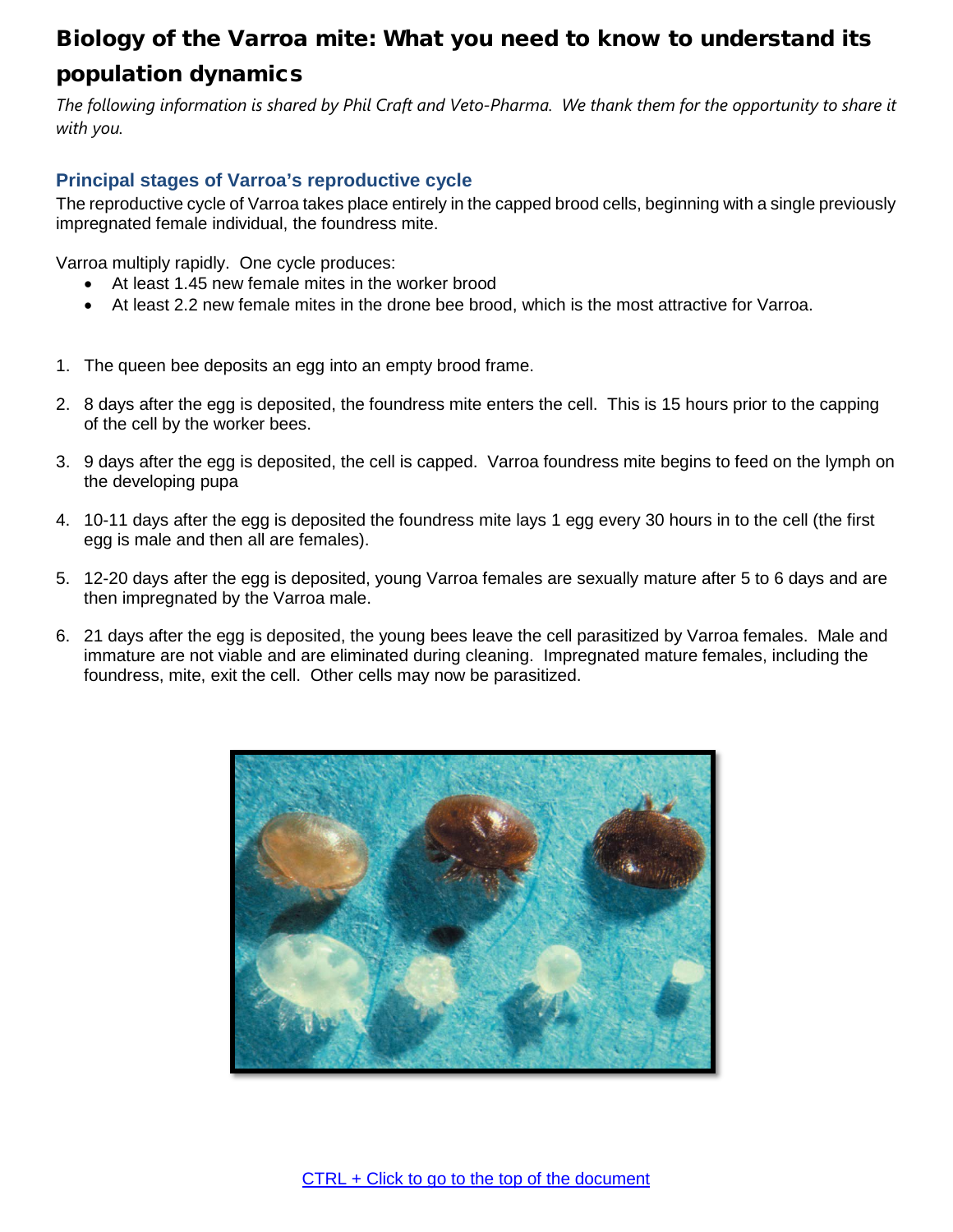# Biology of the Varroa mite: What you need to know to understand its population dynamics

*The following information is shared by Phil Craft and Veto-Pharma. We thank them for the opportunity to share it with you.*

## Principal stages of Varroa's reproductive cycle

The reproductive cycle of Varroa takes place entirely in the capped brood cells, beginning with a single previously impregnated female individual, the foundress mite.

Varroa multiply rapidly. One cycle produces:

- At least 1.45 new female mites in the worker brood
- At least 2.2 new female mites in the drone bee brood, which is the most attractive for Varroa.

1. The queen bee deposits an egg into an empty brood frame.
2. 8 days after the egg is deposited, the foundress mite enters the cell. This is 15 hours prior to the capping of the cell by the worker bees.
3. 9 days after the egg is deposited, the cell is capped. Varroa foundress mite begins to feed on the lymph on the developing pupa
4. 10-11 days after the egg is deposited the foundress mite lays 1 egg every 30 hours in to the cell (the first egg is male and then all are females).
5. 12-20 days after the egg is deposited, young Varroa females are sexually mature after 5 to 6 days and are then impregnated by the Varroa male.
6. 21 days after the egg is deposited, the young bees leave the cell parasitized by Varroa females. Male and immature are not viable and are eliminated during cleaning. Impregnated mature females, including the foundress, mite, exit the cell. Other cells may now be parasitized.

CTRL + Click to go to the top of the document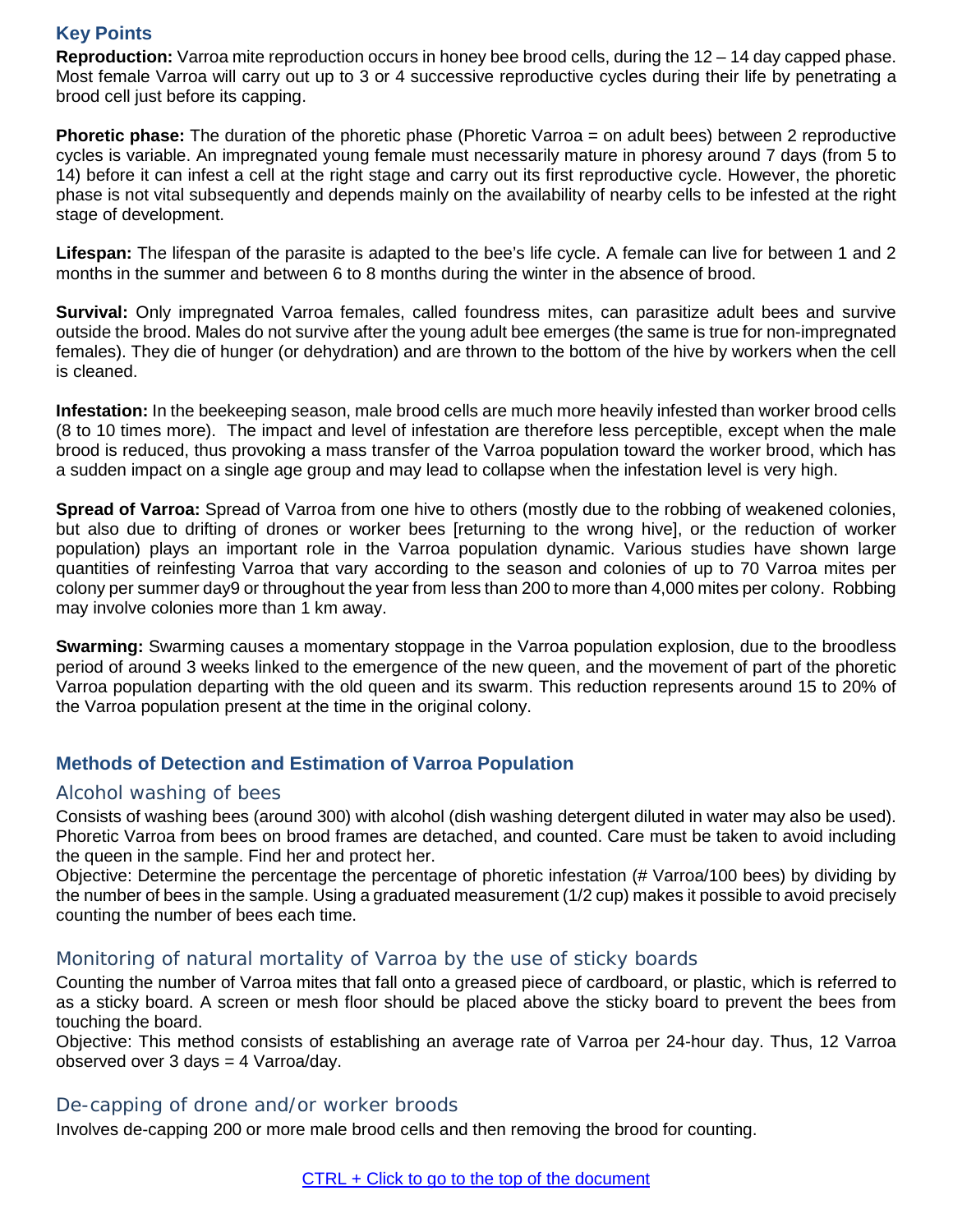## Key Points

**Reproduction:** Varroa mite reproduction occurs in honey bee brood cells, during the 12 – 14 day capped phase. Most female Varroa will carry out up to 3 or 4 successive reproductive cycles during their life by penetrating a brood cell just before its capping.

**Phoretic phase:** The duration of the phoretic phase (Phoretic Varroa = on adult bees) between 2 reproductive cycles is variable. An impregnated young female must necessarily mature in phoresy around 7 days (from 5 to 14) before it can infest a cell at the right stage and carry out its first reproductive cycle. However, the phoretic phase is not vital subsequently and depends mainly on the availability of nearby cells to be infested at the right stage of development.

**Lifespan:** The lifespan of the parasite is adapted to the bee's life cycle. A female can live for between 1 and 2 months in the summer and between 6 to 8 months during the winter in the absence of brood.

**Survival:** Only impregnated Varroa females, called foundress mites, can parasitize adult bees and survive outside the brood. Males do not survive after the young adult bee emerges (the same is true for non-impregnated females). They die of hunger (or dehydration) and are thrown to the bottom of the hive by workers when the cell is cleaned.

**Infestation:** In the beekeeping season, male brood cells are much more heavily infested than worker brood cells (8 to 10 times more). The impact and level of infestation are therefore less perceptible, except when the male brood is reduced, thus provoking a mass transfer of the Varroa population toward the worker brood, which has a sudden impact on a single age group and may lead to collapse when the infestation level is very high.

**Spread of Varroa:** Spread of Varroa from one hive to others (mostly due to the robbing of weakened colonies, but also due to drifting of drones or worker bees [returning to the wrong hive], or the reduction of worker population) plays an important role in the Varroa population dynamic. Various studies have shown large quantities of reinfesting Varroa that vary according to the season and colonies of up to 70 Varroa mites per colony per summer day9 or throughout the year from less than 200 to more than 4,000 mites per colony. Robbing may involve colonies more than 1 km away.

**Swarming:** Swarming causes a momentary stoppage in the Varroa population explosion, due to the broodless period of around 3 weeks linked to the emergence of the new queen, and the movement of part of the phoretic Varroa population departing with the old queen and its swarm. This reduction represents around 15 to 20% of the Varroa population present at the time in the original colony.

## Methods of Detection and Estimation of Varroa Population

### Alcohol washing of bees

Consists of washing bees (around 300) with alcohol (dish washing detergent diluted in water may also be used). Phoretic Varroa from bees on brood frames are detached, and counted. Care must be taken to avoid including the queen in the sample. Find her and protect her.

Objective: Determine the percentage the percentage of phoretic infestation (# Varroa/100 bees) by dividing by the number of bees in the sample. Using a graduated measurement (1/2 cup) makes it possible to avoid precisely counting the number of bees each time.

### Monitoring of natural mortality of Varroa by the use of sticky boards

Counting the number of Varroa mites that fall onto a greased piece of cardboard, or plastic, which is referred to as a sticky board. A screen or mesh floor should be placed above the sticky board to prevent the bees from touching the board.

Objective: This method consists of establishing an average rate of Varroa per 24-hour day. Thus, 12 Varroa observed over 3 days = 4 Varroa/day.

### De-capping of drone and/or worker broods

Involves de-capping 200 or more male brood cells and then removing the brood for counting.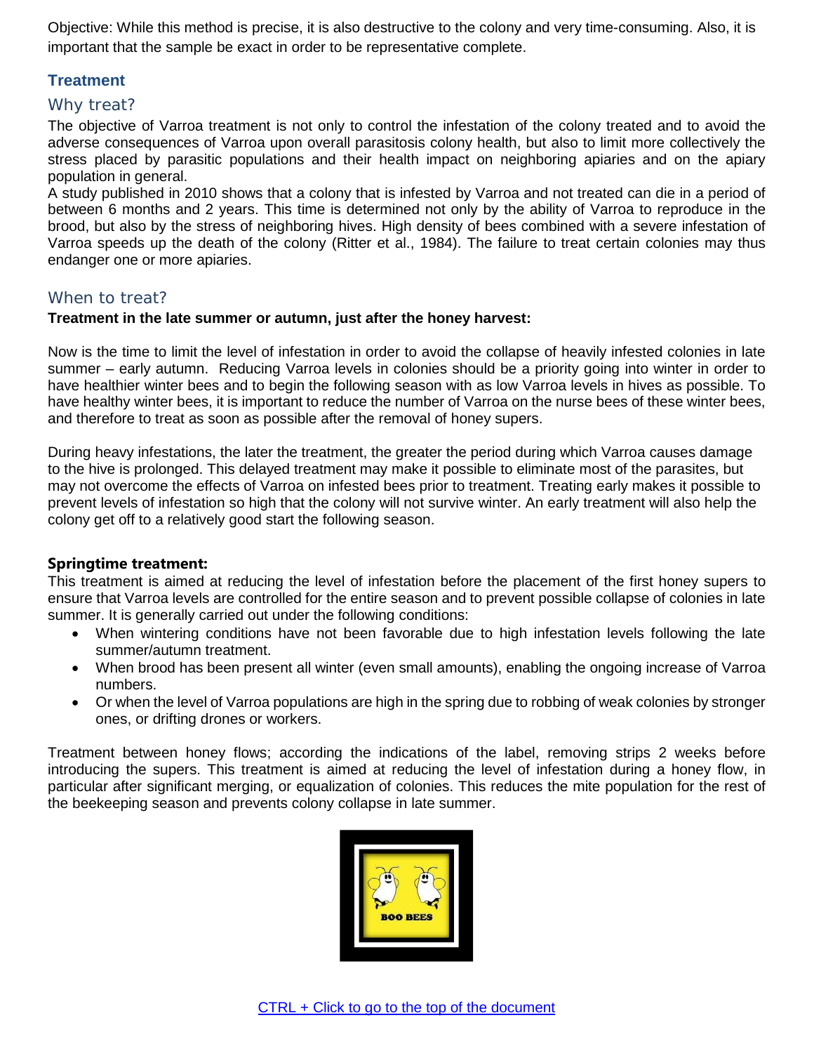Objective: While this method is precise, it is also destructive to the colony and very time-consuming. Also, it is important that the sample be exact in order to be representative complete.

## Treatment

### Why treat?

The objective of Varroa treatment is not only to control the infestation of the colony treated and to avoid the adverse consequences of Varroa upon overall parasitosis colony health, but also to limit more collectively the stress placed by parasitic populations and their health impact on neighboring apiaries and on the apiary population in general.

A study published in 2010 shows that a colony that is infested by Varroa and not treated can die in a period of between 6 months and 2 years. This time is determined not only by the ability of Varroa to reproduce in the brood, but also by the stress of neighboring hives. High density of bees combined with a severe infestation of Varroa speeds up the death of the colony (Ritter et al., 1984). The failure to treat certain colonies may thus endanger one or more apiaries.

### When to treat?

**Treatment in the late summer or autumn, just after the honey harvest:**

Now is the time to limit the level of infestation in order to avoid the collapse of heavily infested colonies in late summer – early autumn. Reducing Varroa levels in colonies should be a priority going into winter in order to have healthier winter bees and to begin the following season with as low Varroa levels in hives as possible. To have healthy winter bees, it is important to reduce the number of Varroa on the nurse bees of these winter bees, and therefore to treat as soon as possible after the removal of honey supers.

During heavy infestations, the later the treatment, the greater the period during which Varroa causes damage to the hive is prolonged. This delayed treatment may make it possible to eliminate most of the parasites, but may not overcome the effects of Varroa on infested bees prior to treatment. Treating early makes it possible to prevent levels of infestation so high that the colony will not survive winter. An early treatment will also help the colony get off to a relatively good start the following season.

**Springtime treatment:**

This treatment is aimed at reducing the level of infestation before the placement of the first honey supers to ensure that Varroa levels are controlled for the entire season and to prevent possible collapse of colonies in late summer. It is generally carried out under the following conditions:

- When wintering conditions have not been favorable due to high infestation levels following the late summer/autumn treatment.
- When brood has been present all winter (even small amounts), enabling the ongoing increase of Varroa numbers.
- Or when the level of Varroa populations are high in the spring due to robbing of weak colonies by stronger ones, or drifting drones or workers.

Treatment between honey flows; according the indications of the label, removing strips 2 weeks before introducing the supers. This treatment is aimed at reducing the level of infestation during a honey flow, in particular after significant merging, or equalization of colonies. This reduces the mite population for the rest of the beekeeping season and prevents colony collapse in late summer.

BOO BEES

CTRL + Click to go to the top of the document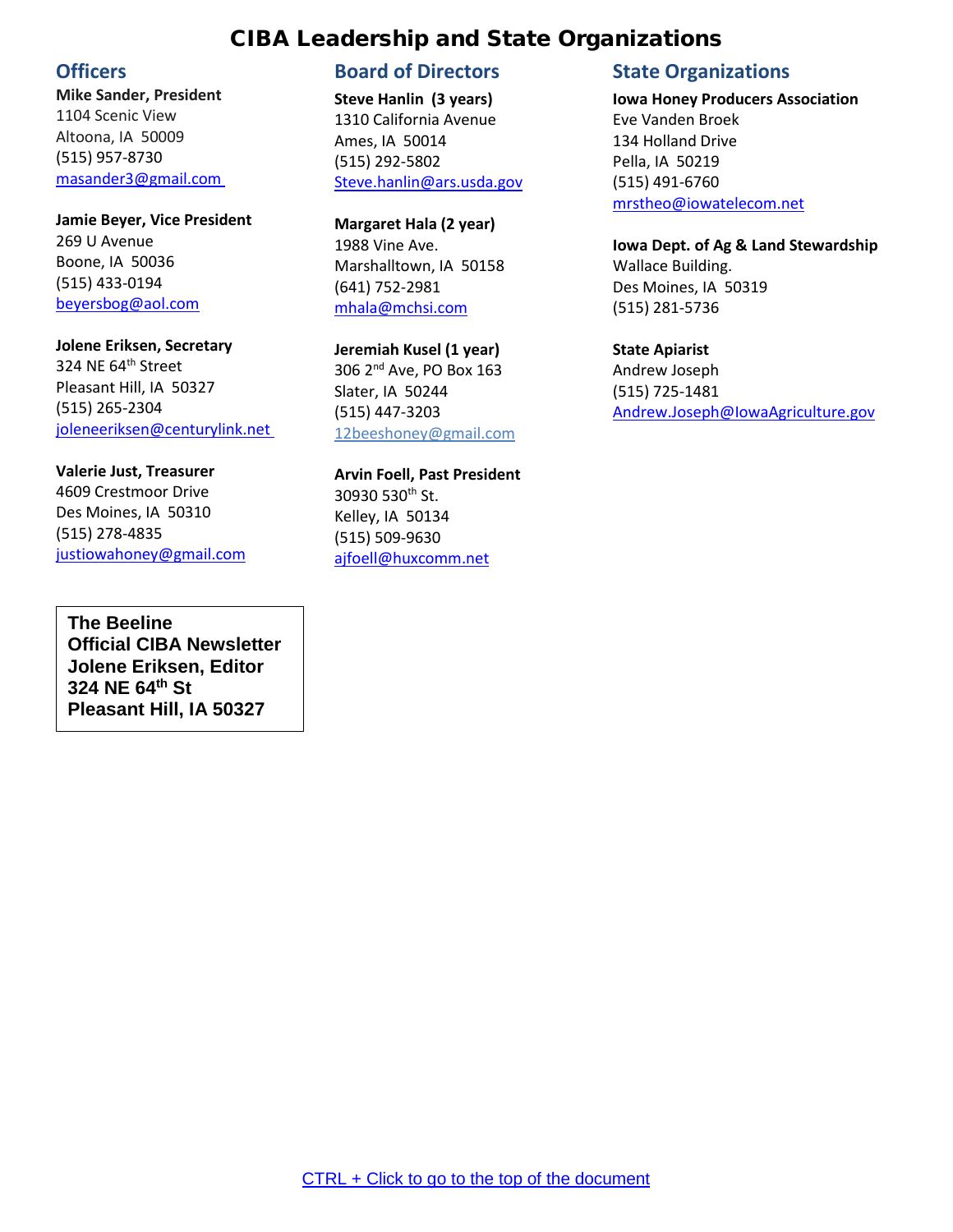# CIBA Leadership and State Organizations

## Officers

**Mike Sander, President**
1104 Scenic View
Altoona, IA 50009
(515) 957-8730
masander3@gmail.com

**Jamie Beyer, Vice President**
269 U Avenue
Boone, IA 50036
(515) 433-0194
beyersbog@aol.com

**Jolene Eriksen, Secretary**
324 NE 64th Street
Pleasant Hill, IA 50327
(515) 265-2304
joleneeriksen@centurylink.net

**Valerie Just, Treasurer**
4609 Crestmoor Drive
Des Moines, IA 50310
(515) 278-4835
justiowahoney@gmail.com

**The Beeline**
**Official CIBA Newsletter**
**Jolene Eriksen, Editor**
**324 NE 64th St**
**Pleasant Hill, IA 50327**

## Board of Directors

**Steve Hanlin (3 years)**
1310 California Avenue
Ames, IA 50014
(515) 292-5802
Steve.hanlin@ars.usda.gov

**Margaret Hala (2 year)**
1988 Vine Ave.
Marshalltown, IA 50158
(641) 752-2981
mhala@mchsi.com

**Jeremiah Kusel (1 year)**
306 2nd Ave, PO Box 163
Slater, IA 50244
(515) 447-3203
12beeshoney@gmail.com

**Arvin Foell, Past President**
30930 530th St.
Kelley, IA 50134
(515) 509-9630
ajfoell@huxcomm.net

## State Organizations

**Iowa Honey Producers Association**
Eve Vanden Broek
134 Holland Drive
Pella, IA 50219
(515) 491-6760
mrstheo@iowatelecom.net

**Iowa Dept. of Ag & Land Stewardship**
Wallace Building.
Des Moines, IA 50319
(515) 281-5736

**State Apiarist**
Andrew Joseph
(515) 725-1481
Andrew.Joseph@IowaAgriculture.gov

CTRL + Click to go to the top of the document